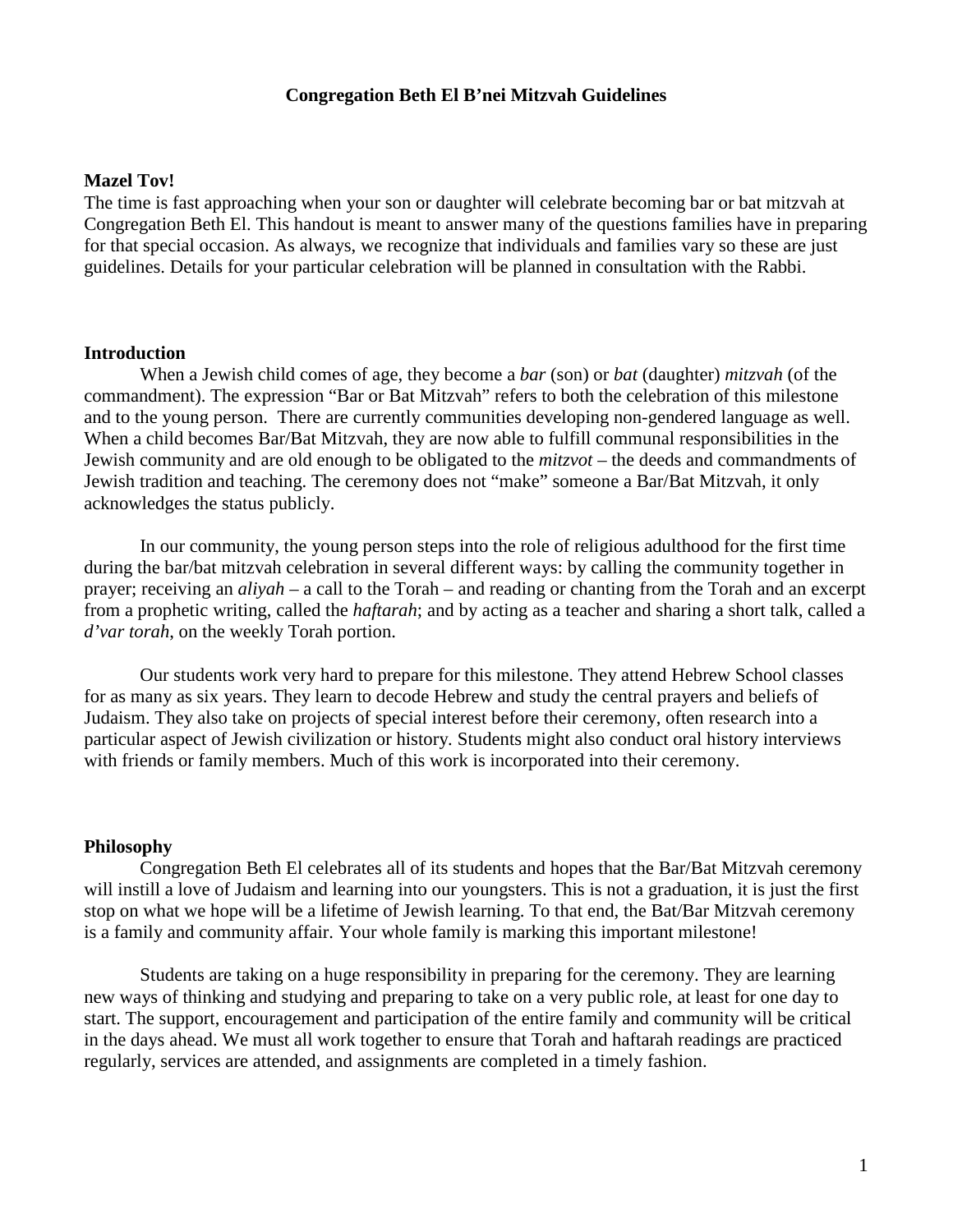# Congregation Beth El B'nei Mitzvah Guidelines

**Mazel Tov!**

The time is fast approaching when your son or daughter will celebrate becoming bar or bat mitzvah at Congregation Beth El. This handout is meant to answer many of the questions families have in preparing for that special occasion. As always, we recognize that individuals and families vary so these are just guidelines. Details for your particular celebration will be planned in consultation with the Rabbi.

## Introduction

When a Jewish child comes of age, they become a *bar* (son) or *bat* (daughter) *mitzvah* (of the commandment). The expression "Bar or Bat Mitzvah" refers to both the celebration of this milestone and to the young person. There are currently communities developing non-gendered language as well. When a child becomes Bar/Bat Mitzvah, they are now able to fulfill communal responsibilities in the Jewish community and are old enough to be obligated to the *mitzvot* – the deeds and commandments of Jewish tradition and teaching. The ceremony does not "make" someone a Bar/Bat Mitzvah, it only acknowledges the status publicly.

In our community, the young person steps into the role of religious adulthood for the first time during the bar/bat mitzvah celebration in several different ways: by calling the community together in prayer; receiving an *aliyah* – a call to the Torah – and reading or chanting from the Torah and an excerpt from a prophetic writing, called the *haftarah*; and by acting as a teacher and sharing a short talk, called a *d'var torah*, on the weekly Torah portion.

Our students work very hard to prepare for this milestone. They attend Hebrew School classes for as many as six years. They learn to decode Hebrew and study the central prayers and beliefs of Judaism. They also take on projects of special interest before their ceremony, often research into a particular aspect of Jewish civilization or history. Students might also conduct oral history interviews with friends or family members. Much of this work is incorporated into their ceremony.

## Philosophy

Congregation Beth El celebrates all of its students and hopes that the Bar/Bat Mitzvah ceremony will instill a love of Judaism and learning into our youngsters. This is not a graduation, it is just the first stop on what we hope will be a lifetime of Jewish learning. To that end, the Bat/Bar Mitzvah ceremony is a family and community affair. Your whole family is marking this important milestone!

Students are taking on a huge responsibility in preparing for the ceremony. They are learning new ways of thinking and studying and preparing to take on a very public role, at least for one day to start. The support, encouragement and participation of the entire family and community will be critical in the days ahead. We must all work together to ensure that Torah and haftarah readings are practiced regularly, services are attended, and assignments are completed in a timely fashion.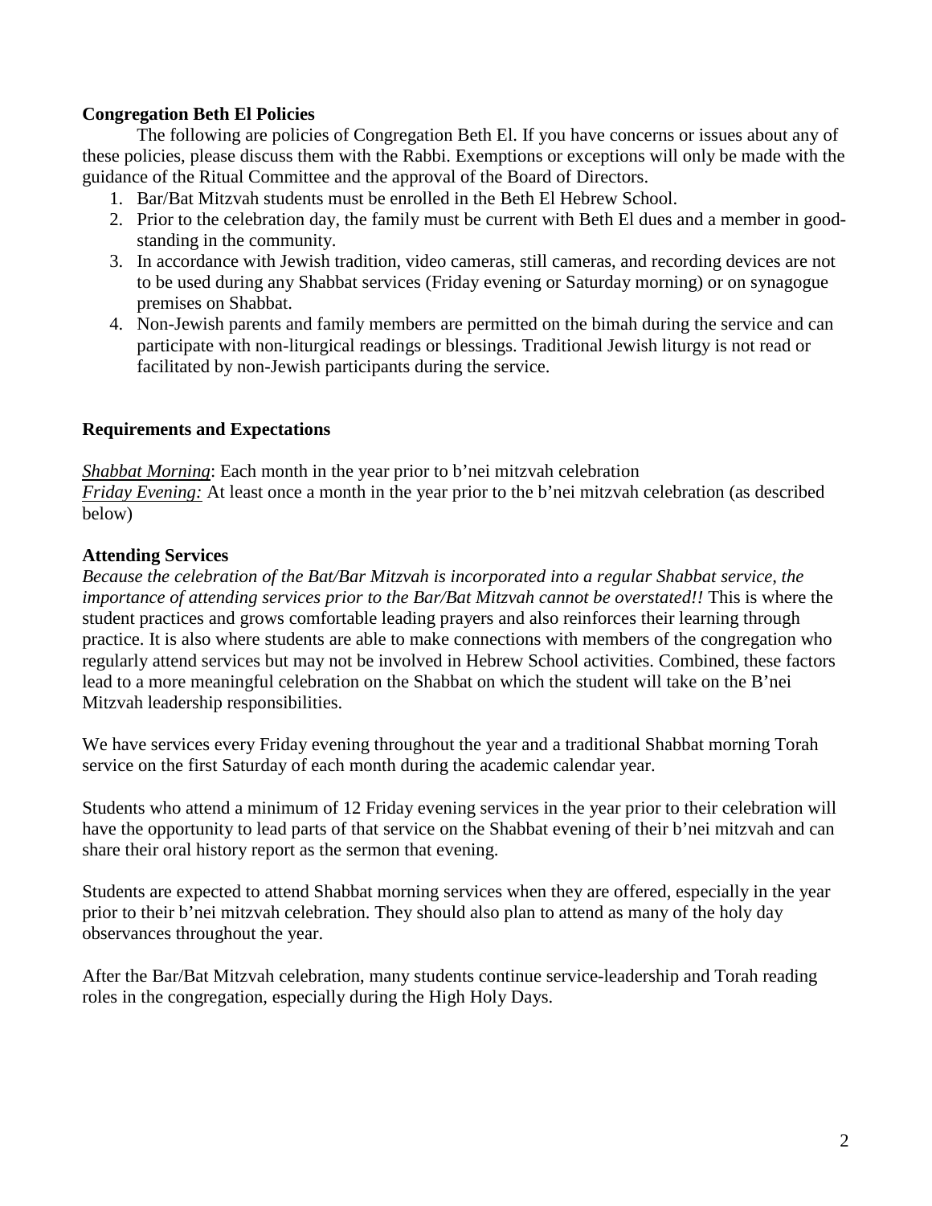**Congregation Beth El Policies**

The following are policies of Congregation Beth El. If you have concerns or issues about any of these policies, please discuss them with the Rabbi. Exemptions or exceptions will only be made with the guidance of the Ritual Committee and the approval of the Board of Directors.

1. Bar/Bat Mitzvah students must be enrolled in the Beth El Hebrew School.
2. Prior to the celebration day, the family must be current with Beth El dues and a member in good-standing in the community.
3. In accordance with Jewish tradition, video cameras, still cameras, and recording devices are not to be used during any Shabbat services (Friday evening or Saturday morning) or on synagogue premises on Shabbat.
4. Non-Jewish parents and family members are permitted on the bimah during the service and can participate with non-liturgical readings or blessings. Traditional Jewish liturgy is not read or facilitated by non-Jewish participants during the service.

**Requirements and Expectations**

*Shabbat Morning*: Each month in the year prior to b'nei mitzvah celebration
*Friday Evening:* At least once a month in the year prior to the b'nei mitzvah celebration (as described below)

**Attending Services**

*Because the celebration of the Bat/Bar Mitzvah is incorporated into a regular Shabbat service, the importance of attending services prior to the Bar/Bat Mitzvah cannot be overstated!!* This is where the student practices and grows comfortable leading prayers and also reinforces their learning through practice. It is also where students are able to make connections with members of the congregation who regularly attend services but may not be involved in Hebrew School activities. Combined, these factors lead to a more meaningful celebration on the Shabbat on which the student will take on the B'nei Mitzvah leadership responsibilities.

We have services every Friday evening throughout the year and a traditional Shabbat morning Torah service on the first Saturday of each month during the academic calendar year.

Students who attend a minimum of 12 Friday evening services in the year prior to their celebration will have the opportunity to lead parts of that service on the Shabbat evening of their b'nei mitzvah and can share their oral history report as the sermon that evening.

Students are expected to attend Shabbat morning services when they are offered, especially in the year prior to their b'nei mitzvah celebration. They should also plan to attend as many of the holy day observances throughout the year.

After the Bar/Bat Mitzvah celebration, many students continue service-leadership and Torah reading roles in the congregation, especially during the High Holy Days.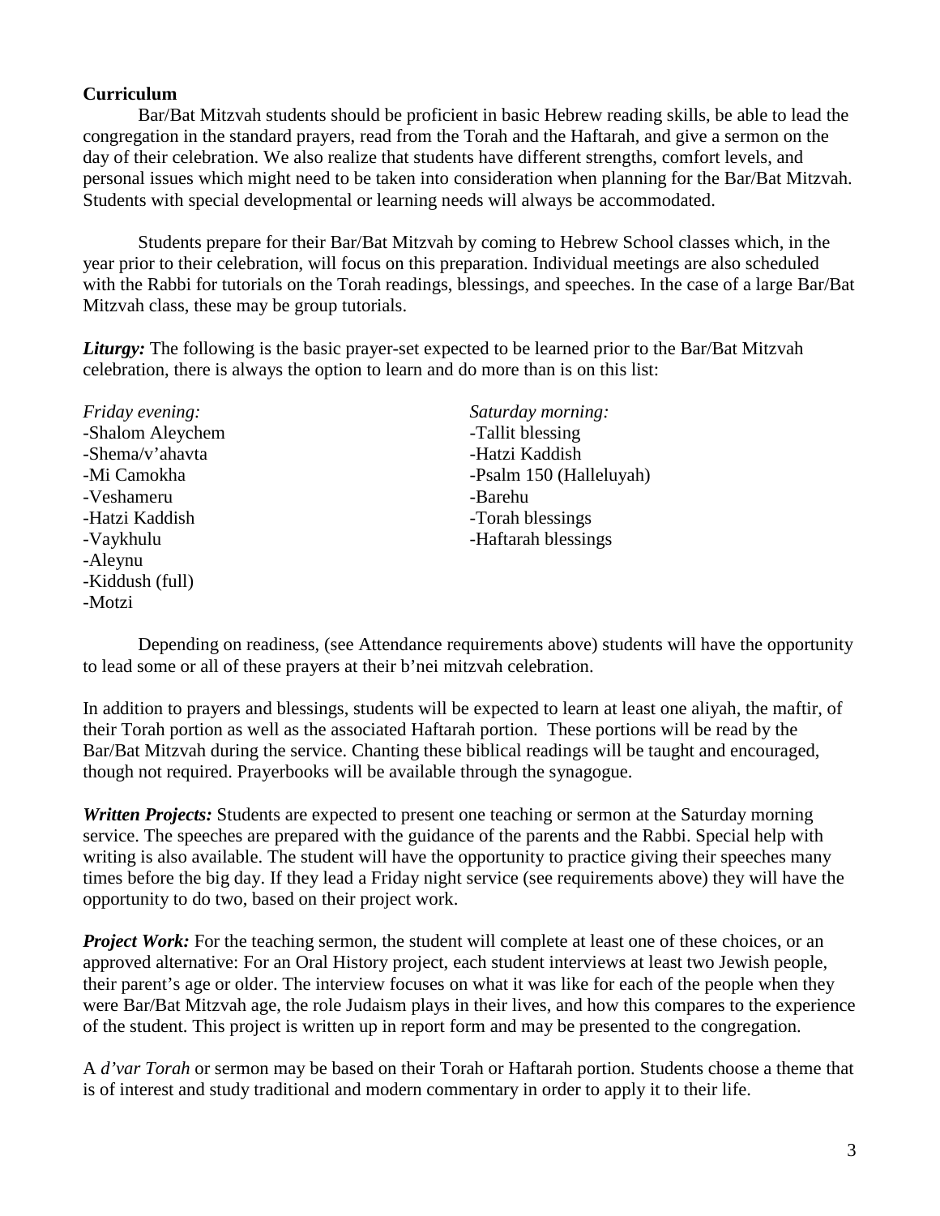**Curriculum**

Bar/Bat Mitzvah students should be proficient in basic Hebrew reading skills, be able to lead the congregation in the standard prayers, read from the Torah and the Haftarah, and give a sermon on the day of their celebration. We also realize that students have different strengths, comfort levels, and personal issues which might need to be taken into consideration when planning for the Bar/Bat Mitzvah. Students with special developmental or learning needs will always be accommodated.

Students prepare for their Bar/Bat Mitzvah by coming to Hebrew School classes which, in the year prior to their celebration, will focus on this preparation. Individual meetings are also scheduled with the Rabbi for tutorials on the Torah readings, blessings, and speeches. In the case of a large Bar/Bat Mitzvah class, these may be group tutorials.

***Liturgy:*** The following is the basic prayer-set expected to be learned prior to the Bar/Bat Mitzvah celebration, there is always the option to learn and do more than is on this list:

*Friday evening:*
-Shalom Aleychem
-Shema/v'ahavta
-Mi Camokha
-Veshameru
-Hatzi Kaddish
-Vaykhulu
-Aleynu
-Kiddush (full)
-Motzi

*Saturday morning:*
-Tallit blessing
-Hatzi Kaddish
-Psalm 150 (Halleluyah)
-Barehu
-Torah blessings
-Haftarah blessings

Depending on readiness, (see Attendance requirements above) students will have the opportunity to lead some or all of these prayers at their b'nei mitzvah celebration.

In addition to prayers and blessings, students will be expected to learn at least one aliyah, the maftir, of their Torah portion as well as the associated Haftarah portion. These portions will be read by the Bar/Bat Mitzvah during the service. Chanting these biblical readings will be taught and encouraged, though not required. Prayerbooks will be available through the synagogue.

***Written Projects:*** Students are expected to present one teaching or sermon at the Saturday morning service. The speeches are prepared with the guidance of the parents and the Rabbi. Special help with writing is also available. The student will have the opportunity to practice giving their speeches many times before the big day. If they lead a Friday night service (see requirements above) they will have the opportunity to do two, based on their project work.

***Project Work:*** For the teaching sermon, the student will complete at least one of these choices, or an approved alternative: For an Oral History project, each student interviews at least two Jewish people, their parent's age or older. The interview focuses on what it was like for each of the people when they were Bar/Bat Mitzvah age, the role Judaism plays in their lives, and how this compares to the experience of the student. This project is written up in report form and may be presented to the congregation.

A *d'var Torah* or sermon may be based on their Torah or Haftarah portion. Students choose a theme that is of interest and study traditional and modern commentary in order to apply it to their life.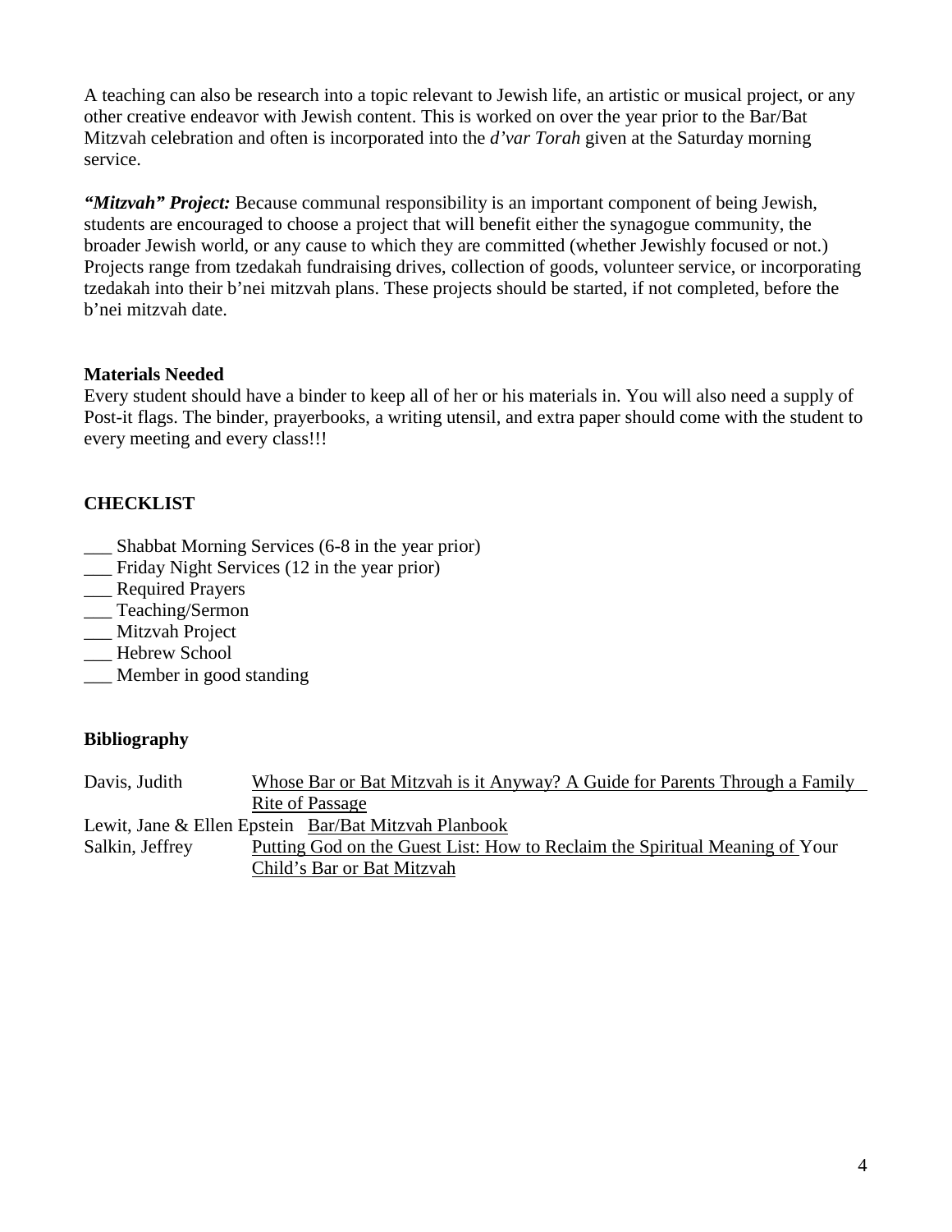A teaching can also be research into a topic relevant to Jewish life, an artistic or musical project, or any other creative endeavor with Jewish content. This is worked on over the year prior to the Bar/Bat Mitzvah celebration and often is incorporated into the *d'var Torah* given at the Saturday morning service.

***"Mitzvah" Project:*** Because communal responsibility is an important component of being Jewish, students are encouraged to choose a project that will benefit either the synagogue community, the broader Jewish world, or any cause to which they are committed (whether Jewishly focused or not.) Projects range from tzedakah fundraising drives, collection of goods, volunteer service, or incorporating tzedakah into their b'nei mitzvah plans. These projects should be started, if not completed, before the b'nei mitzvah date.

**Materials Needed**

Every student should have a binder to keep all of her or his materials in. You will also need a supply of Post-it flags. The binder, prayerbooks, a writing utensil, and extra paper should come with the student to every meeting and every class!!!

**CHECKLIST**

___ Shabbat Morning Services (6-8 in the year prior)
___ Friday Night Services (12 in the year prior)
___ Required Prayers
___ Teaching/Sermon
___ Mitzvah Project
___ Hebrew School
___ Member in good standing

**Bibliography**

Davis, Judith — Whose Bar or Bat Mitzvah is it Anyway? A Guide for Parents Through a Family Rite of Passage

Lewit, Jane & Ellen Epstein — Bar/Bat Mitzvah Planbook

Salkin, Jeffrey — Putting God on the Guest List: How to Reclaim the Spiritual Meaning of Your Child's Bar or Bat Mitzvah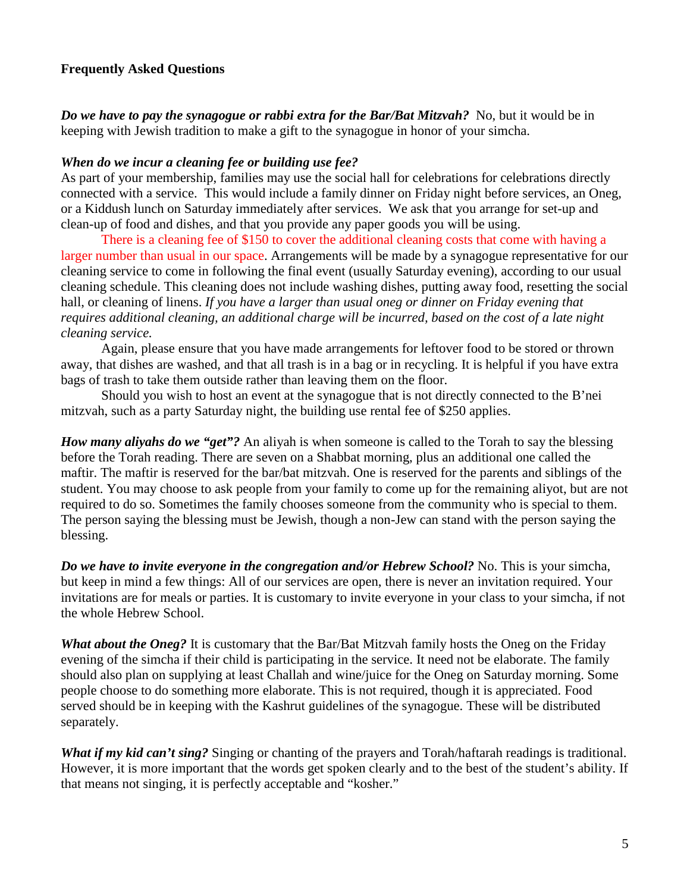**Frequently Asked Questions**

***Do we have to pay the synagogue or rabbi extra for the Bar/Bat Mitzvah?*** No, but it would be in keeping with Jewish tradition to make a gift to the synagogue in honor of your simcha.

***When do we incur a cleaning fee or building use fee?***
As part of your membership, families may use the social hall for celebrations for celebrations directly connected with a service. This would include a family dinner on Friday night before services, an Oneg, or a Kiddush lunch on Saturday immediately after services. We ask that you arrange for set-up and clean-up of food and dishes, and that you provide any paper goods you will be using.

There is a cleaning fee of $150 to cover the additional cleaning costs that come with having a larger number than usual in our space. Arrangements will be made by a synagogue representative for our cleaning service to come in following the final event (usually Saturday evening), according to our usual cleaning schedule. This cleaning does not include washing dishes, putting away food, resetting the social hall, or cleaning of linens. *If you have a larger than usual oneg or dinner on Friday evening that requires additional cleaning, an additional charge will be incurred, based on the cost of a late night cleaning service.*

Again, please ensure that you have made arrangements for leftover food to be stored or thrown away, that dishes are washed, and that all trash is in a bag or in recycling. It is helpful if you have extra bags of trash to take them outside rather than leaving them on the floor.

Should you wish to host an event at the synagogue that is not directly connected to the B'nei mitzvah, such as a party Saturday night, the building use rental fee of $250 applies.

***How many aliyahs do we "get"?*** An aliyah is when someone is called to the Torah to say the blessing before the Torah reading. There are seven on a Shabbat morning, plus an additional one called the maftir. The maftir is reserved for the bar/bat mitzvah. One is reserved for the parents and siblings of the student. You may choose to ask people from your family to come up for the remaining aliyot, but are not required to do so. Sometimes the family chooses someone from the community who is special to them. The person saying the blessing must be Jewish, though a non-Jew can stand with the person saying the blessing.

***Do we have to invite everyone in the congregation and/or Hebrew School?*** No. This is your simcha, but keep in mind a few things: All of our services are open, there is never an invitation required. Your invitations are for meals or parties. It is customary to invite everyone in your class to your simcha, if not the whole Hebrew School.

***What about the Oneg?*** It is customary that the Bar/Bat Mitzvah family hosts the Oneg on the Friday evening of the simcha if their child is participating in the service. It need not be elaborate. The family should also plan on supplying at least Challah and wine/juice for the Oneg on Saturday morning. Some people choose to do something more elaborate. This is not required, though it is appreciated. Food served should be in keeping with the Kashrut guidelines of the synagogue. These will be distributed separately.

***What if my kid can't sing?*** Singing or chanting of the prayers and Torah/haftarah readings is traditional. However, it is more important that the words get spoken clearly and to the best of the student's ability. If that means not singing, it is perfectly acceptable and "kosher."